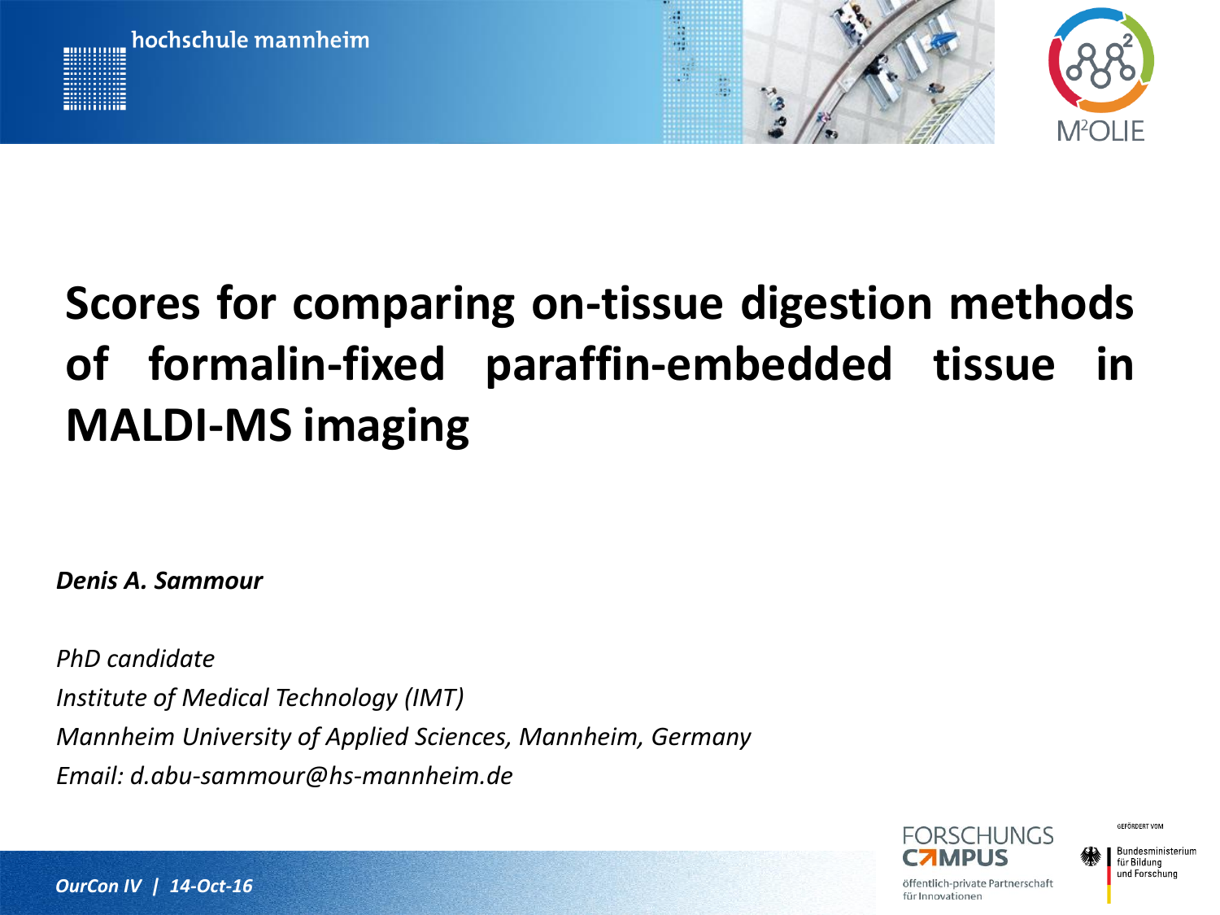# Scores for comparing on-tissue digestion methods of formalin-fixed paraffin-embedded tissue in MALDI-MS imaging

***Denis A. Sammour***

*PhD candidate*

*Institute of Medical Technology (IMT)*

*Mannheim University of Applied Sciences, Mannheim, Germany*

*Email: d.abu-sammour@hs-mannheim.de*

*OurCon IV | 14-Oct-16*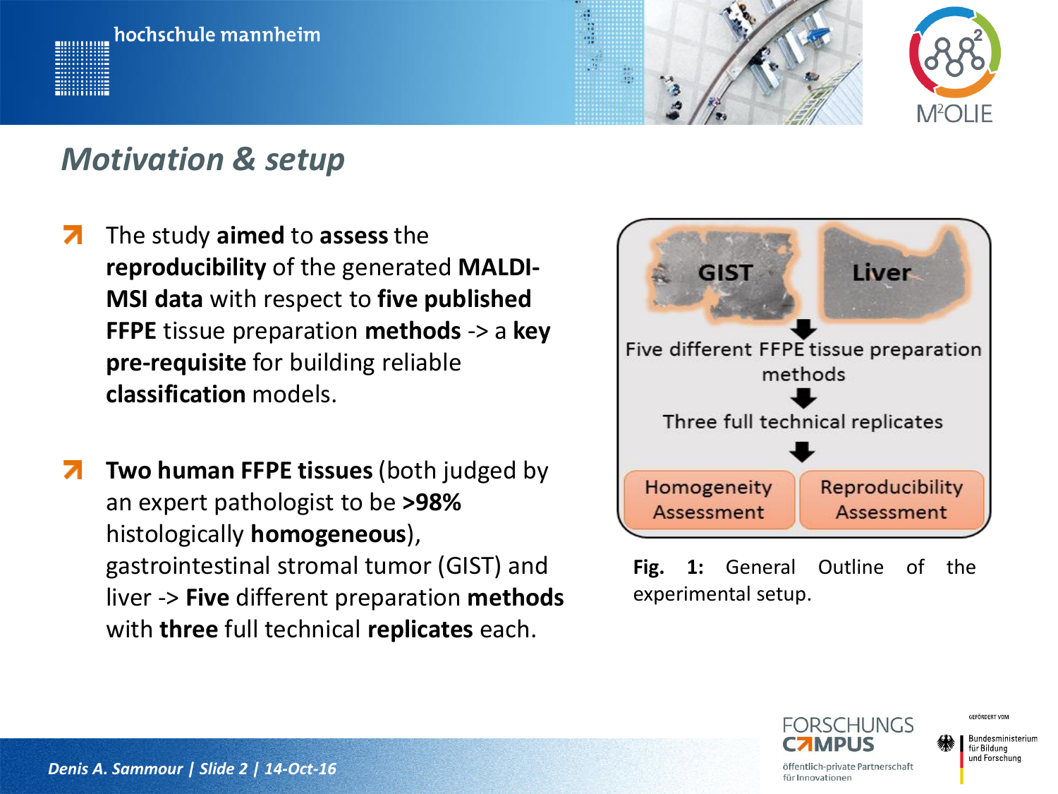## *Motivation & setup*

- The study **aimed** to **assess** the **reproducibility** of the generated **MALDI-MSI data** with respect to **five published FFPE** tissue preparation **methods** -> a **key pre-requisite** for building reliable **classification** models.

- **Two human FFPE tissues** (both judged by an expert pathologist to be **>98%** histologically **homogeneous**), gastrointestinal stromal tumor (GIST) and liver -> **Five** different preparation **methods** with **three** full technical **replicates** each.

GIST

Liver

Five different FFPE tissue preparation methods

Three full technical replicates

Homogeneity Assessment

Reproducibility Assessment

**Fig. 1:** General Outline of the experimental setup.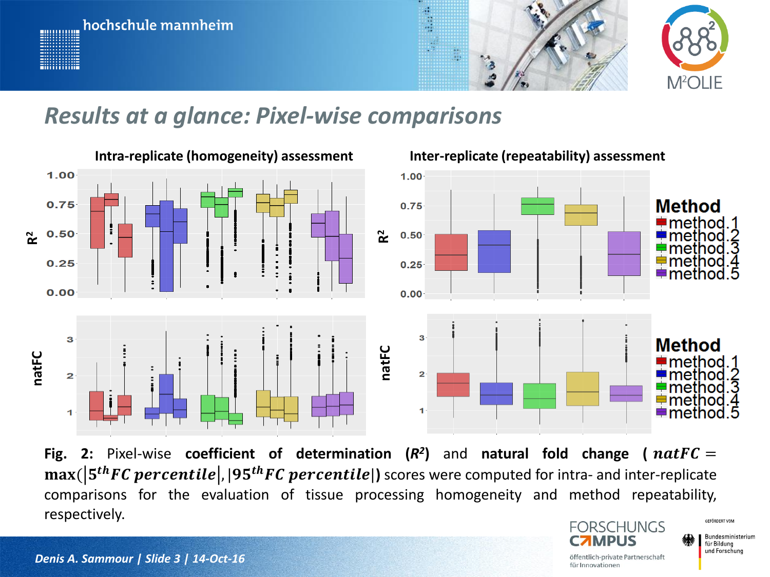## Results at a glance: Pixel-wise comparisons

Intra-replicate (homogeneity) assessment

Inter-replicate (repeatability) assessment

$R^2$

1.00
0.75
0.50
0.25
0.00

natFC

3
2
1

Method
method.1
method.2
method.3
method.4
method.5

**Fig. 2:** Pixel-wise **coefficient of determination ($R^2$)** and **natural fold change ( $natFC = \max(|5^{th} FC\ percentile|, |95^{th} FC\ percentile|)$ )** scores were computed for intra- and inter-replicate comparisons for the evaluation of tissue processing homogeneity and method repeatability, respectively.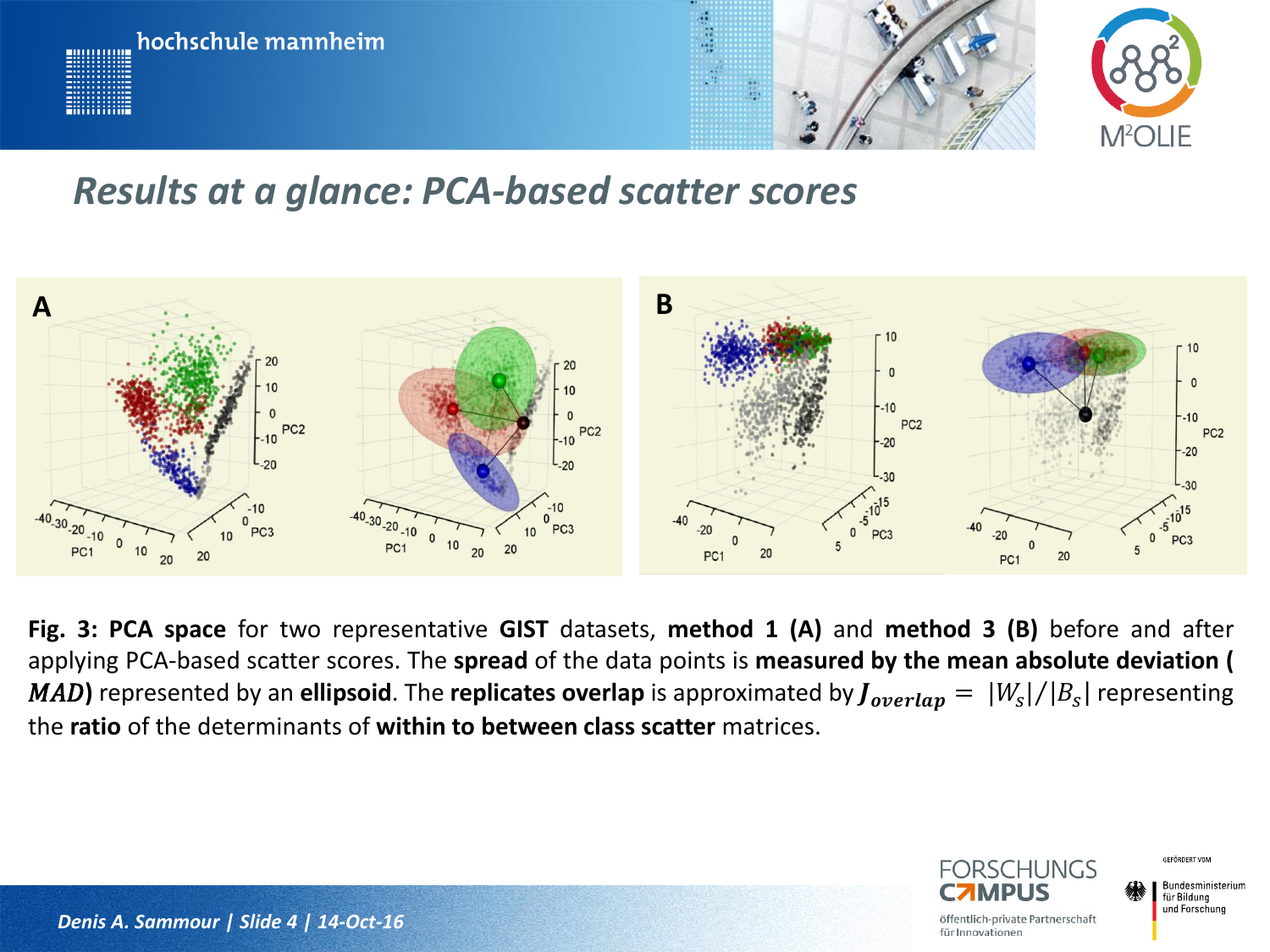## *Results at a glance: PCA-based scatter scores*

A

20
10
0
-10
-20
PC2
-40 -30 -20 -10 0 10 20
PC1
-10
0
10
20
PC3

20
10
0
-10
-20
PC2
-40 -30 -20 -10 0 10 20
PC1
-10
0
10
20
PC3

B

10
0
-10
-20
-30
PC2
-40 -20 0 20
PC1
-15
-10
-5
0
5
PC3

10
0
-10
-20
-30
PC2
-40 -20 0 20
PC1
-15
-10
-5
0
5
PC3

**Fig. 3: PCA space** for two representative **GIST** datasets, **method 1 (A)** and **method 3 (B)** before and after applying PCA-based scatter scores. The **spread** of the data points is **measured by the mean absolute deviation (** $MAD$**)** represented by an **ellipsoid**. The **replicates overlap** is approximated by $J_{overlap} = |W_s|/|B_s|$ representing the **ratio** of the determinants of **within to between class scatter** matrices.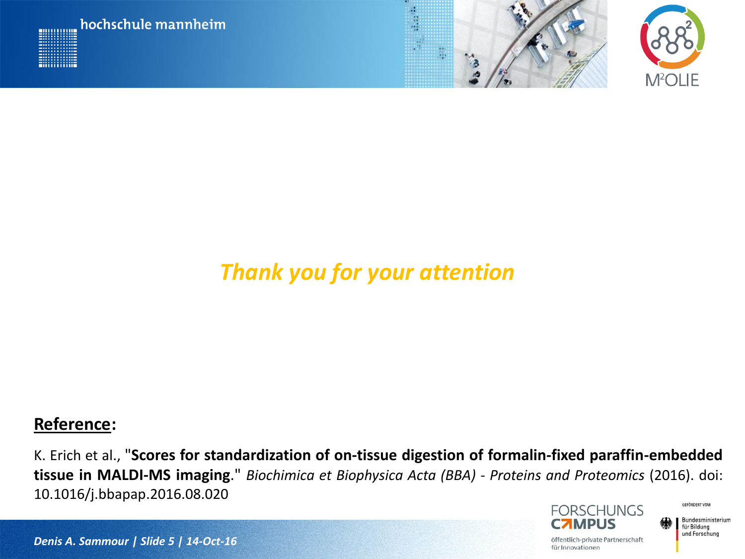*Thank you for your attention*

**Reference:**

K. Erich et al., "**Scores for standardization of on-tissue digestion of formalin-fixed paraffin-embedded tissue in MALDI-MS imaging**." *Biochimica et Biophysica Acta (BBA) - Proteins and Proteomics* (2016). doi: 10.1016/j.bbapap.2016.08.020